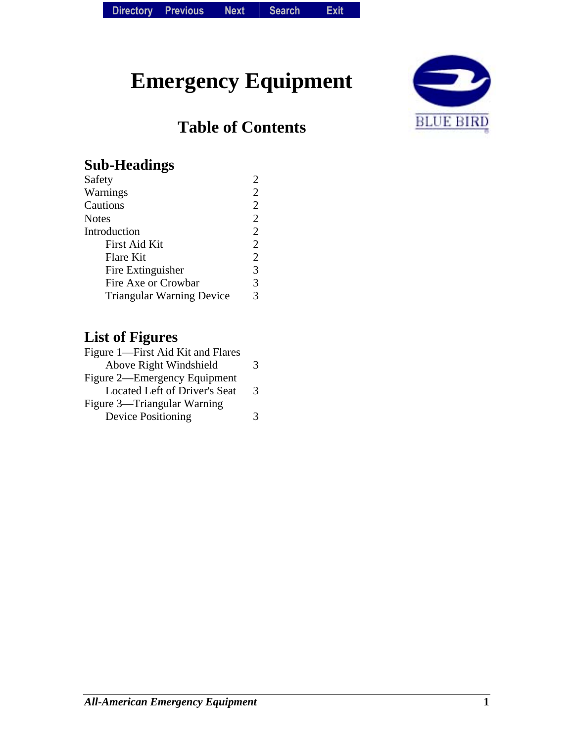# Emergency Equipment

## Table of Contents

### Sub-Headings

| | |
|---|---|
| Safety | 2 |
| Warnings | 2 |
| Cautions | 2 |
| Notes | 2 |
| Introduction | 2 |
| First Aid Kit | 2 |
| Flare Kit | 2 |
| Fire Extinguisher | 3 |
| Fire Axe or Crowbar | 3 |
| Triangular Warning Device | 3 |

### List of Figures

| | |
|---|---|
| Figure 1—First Aid Kit and Flares Above Right Windshield | 3 |
| Figure 2—Emergency Equipment Located Left of Driver's Seat | 3 |
| Figure 3—Triangular Warning Device Positioning | 3 |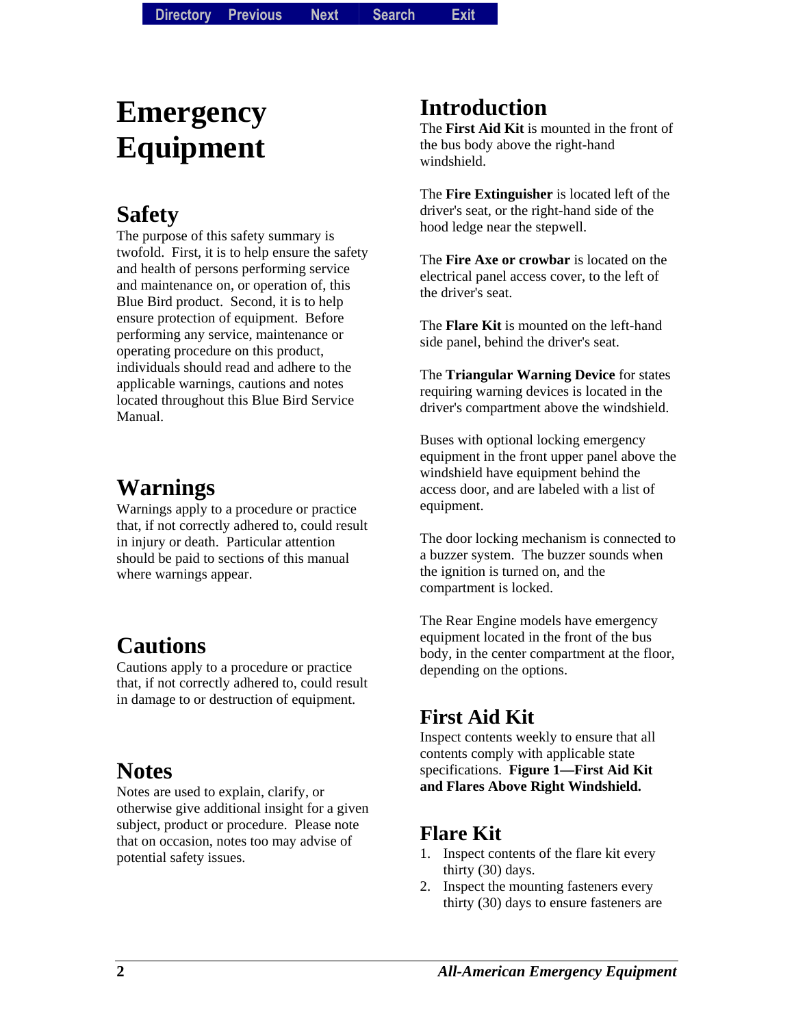# Emergency Equipment

## Safety

The purpose of this safety summary is twofold. First, it is to help ensure the safety and health of persons performing service and maintenance on, or operation of, this Blue Bird product. Second, it is to help ensure protection of equipment. Before performing any service, maintenance or operating procedure on this product, individuals should read and adhere to the applicable warnings, cautions and notes located throughout this Blue Bird Service Manual.

## Warnings

Warnings apply to a procedure or practice that, if not correctly adhered to, could result in injury or death. Particular attention should be paid to sections of this manual where warnings appear.

## Cautions

Cautions apply to a procedure or practice that, if not correctly adhered to, could result in damage to or destruction of equipment.

## Notes

Notes are used to explain, clarify, or otherwise give additional insight for a given subject, product or procedure. Please note that on occasion, notes too may advise of potential safety issues.

## Introduction

The **First Aid Kit** is mounted in the front of the bus body above the right-hand windshield.

The **Fire Extinguisher** is located left of the driver's seat, or the right-hand side of the hood ledge near the stepwell.

The **Fire Axe or crowbar** is located on the electrical panel access cover, to the left of the driver's seat.

The **Flare Kit** is mounted on the left-hand side panel, behind the driver's seat.

The **Triangular Warning Device** for states requiring warning devices is located in the driver's compartment above the windshield.

Buses with optional locking emergency equipment in the front upper panel above the windshield have equipment behind the access door, and are labeled with a list of equipment.

The door locking mechanism is connected to a buzzer system. The buzzer sounds when the ignition is turned on, and the compartment is locked.

The Rear Engine models have emergency equipment located in the front of the bus body, in the center compartment at the floor, depending on the options.

## First Aid Kit

Inspect contents weekly to ensure that all contents comply with applicable state specifications. **Figure 1—First Aid Kit and Flares Above Right Windshield.**

## Flare Kit

1. Inspect contents of the flare kit every thirty (30) days.
2. Inspect the mounting fasteners every thirty (30) days to ensure fasteners are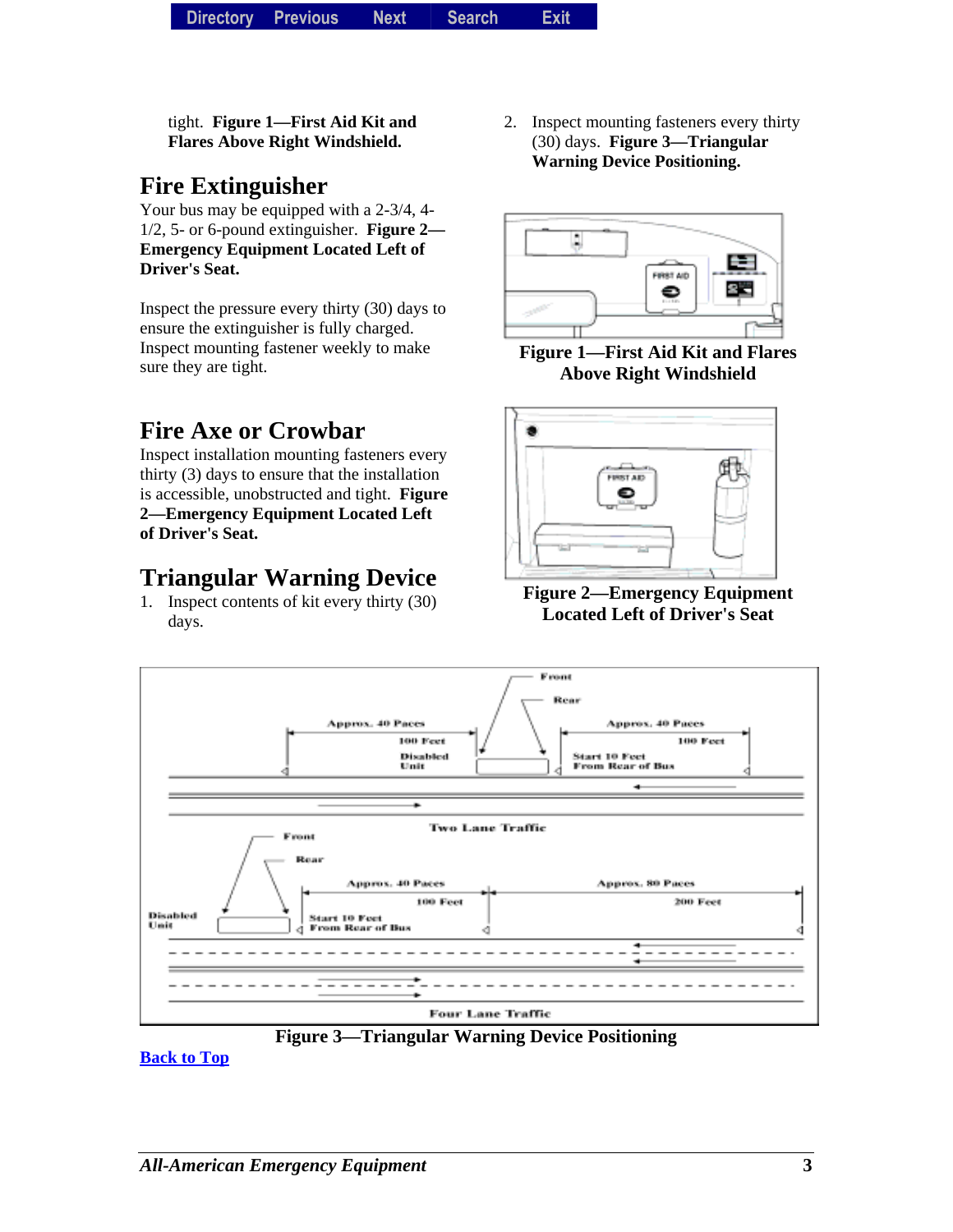tight. **Figure 1—First Aid Kit and Flares Above Right Windshield.**

## Fire Extinguisher

Your bus may be equipped with a 2-3/4, 4-1/2, 5- or 6-pound extinguisher. **Figure 2—Emergency Equipment Located Left of Driver's Seat.**

Inspect the pressure every thirty (30) days to ensure the extinguisher is fully charged. Inspect mounting fastener weekly to make sure they are tight.

## Fire Axe or Crowbar

Inspect installation mounting fasteners every thirty (3) days to ensure that the installation is accessible, unobstructed and tight. **Figure 2—Emergency Equipment Located Left of Driver's Seat.**

## Triangular Warning Device

1. Inspect contents of kit every thirty (30) days.
2. Inspect mounting fasteners every thirty (30) days. **Figure 3—Triangular Warning Device Positioning.**

FIRST AID

**Figure 1—First Aid Kit and Flares Above Right Windshield**

FIRST AID

**Figure 2—Emergency Equipment Located Left of Driver's Seat**

Front
Rear
Approx. 40 Paces
100 Feet
Disabled Unit
Approx. 40 Paces
100 Feet
Start 10 Feet From Rear of Bus
Two Lane Traffic
Front
Rear
Disabled Unit
Approx. 40 Paces
100 Feet
Start 10 Feet From Rear of Bus
Approx. 80 Paces
200 Feet
Four Lane Traffic

**Figure 3—Triangular Warning Device Positioning**

Back to Top